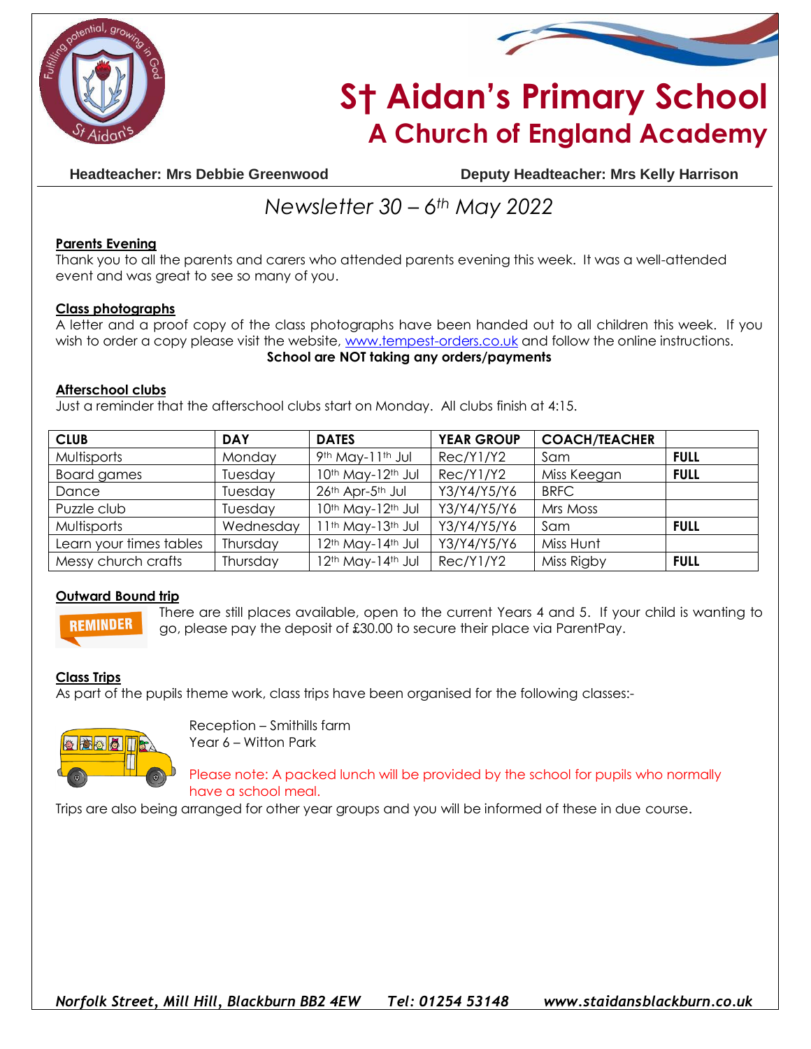# St Aidan's Primary School
## A Church of England Academy

**Headteacher: Mrs Debbie Greenwood** **Deputy Headteacher: Mrs Kelly Harrison**

*Newsletter 30 – 6th May 2022*

**Parents Evening**

Thank you to all the parents and carers who attended parents evening this week. It was a well-attended event and was great to see so many of you.

**Class photographs**

A letter and a proof copy of the class photographs have been handed out to all children this week. If you wish to order a copy please visit the website, www.tempest-orders.co.uk and follow the online instructions.

**School are NOT taking any orders/payments**

**Afterschool clubs**

Just a reminder that the afterschool clubs start on Monday. All clubs finish at 4:15.

| CLUB | DAY | DATES | YEAR GROUP | COACH/TEACHER | |
|---|---|---|---|---|---|
| Multisports | Monday | 9th May-11th Jul | Rec/Y1/Y2 | Sam | **FULL** |
| Board games | Tuesday | 10th May-12th Jul | Rec/Y1/Y2 | Miss Keegan | **FULL** |
| Dance | Tuesday | 26th Apr-5th Jul | Y3/Y4/Y5/Y6 | BRFC | |
| Puzzle club | Tuesday | 10th May-12th Jul | Y3/Y4/Y5/Y6 | Mrs Moss | |
| Multisports | Wednesday | 11th May-13th Jul | Y3/Y4/Y5/Y6 | Sam | **FULL** |
| Learn your times tables | Thursday | 12th May-14th Jul | Y3/Y4/Y5/Y6 | Miss Hunt | |
| Messy church crafts | Thursday | 12th May-14th Jul | Rec/Y1/Y2 | Miss Rigby | **FULL** |

**Outward Bound trip**

REMINDER

There are still places available, open to the current Years 4 and 5. If your child is wanting to go, please pay the deposit of £30.00 to secure their place via ParentPay.

**Class Trips**

As part of the pupils theme work, class trips have been organised for the following classes:-

Reception – Smithills farm
Year 6 – Witton Park

Please note: A packed lunch will be provided by the school for pupils who normally have a school meal.

Trips are also being arranged for other year groups and you will be informed of these in due course.

*Norfolk Street, Mill Hill, Blackburn BB2 4EW Tel: 01254 53148 www.staidansblackburn.co.uk*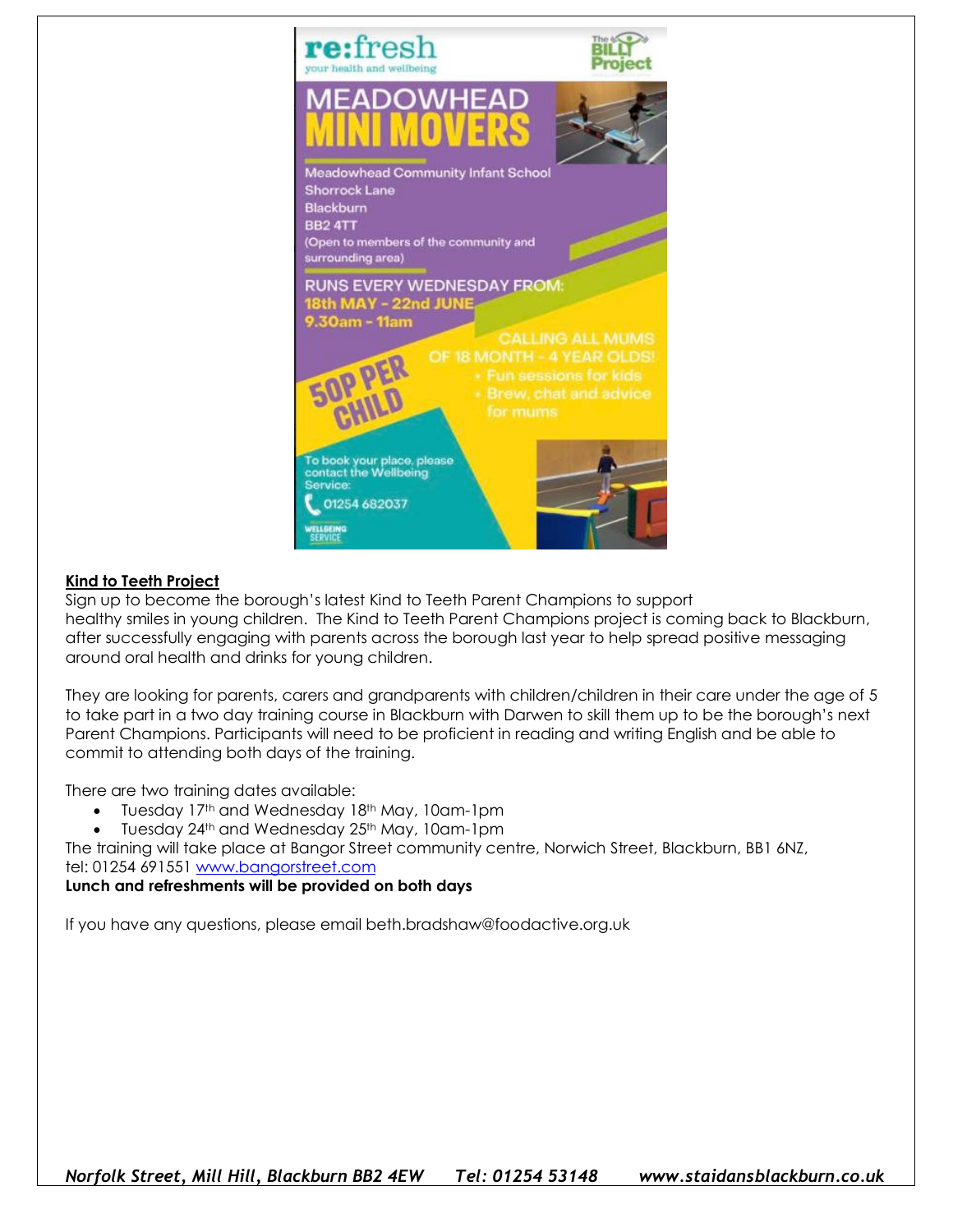re:fresh
your health and wellbeing

The BILLY Project

# MEADOWHEAD MINI MOVERS

Meadowhead Community Infant School
Shorrock Lane
Blackburn
BB2 4TT
(Open to members of the community and surrounding area)

RUNS EVERY WEDNESDAY FROM:
18th MAY - 22nd JUNE
9.30am - 11am

CALLING ALL MUMS OF 18 MONTH - 4 YEAR OLDS!

- Fun sessions for kids
- Brew, chat and advice for mums

50P PER CHILD

To book your place, please contact the Wellbeing Service:
01254 682037

WELLBEING SERVICE

**Kind to Teeth Project**

Sign up to become the borough's latest Kind to Teeth Parent Champions to support healthy smiles in young children. The Kind to Teeth Parent Champions project is coming back to Blackburn, after successfully engaging with parents across the borough last year to help spread positive messaging around oral health and drinks for young children.

They are looking for parents, carers and grandparents with children/children in their care under the age of 5 to take part in a two day training course in Blackburn with Darwen to skill them up to be the borough's next Parent Champions. Participants will need to be proficient in reading and writing English and be able to commit to attending both days of the training.

There are two training dates available:

- Tuesday 17th and Wednesday 18th May, 10am-1pm
- Tuesday 24th and Wednesday 25th May, 10am-1pm

The training will take place at Bangor Street community centre, Norwich Street, Blackburn, BB1 6NZ, tel: 01254 691551 www.bangorstreet.com

**Lunch and refreshments will be provided on both days**

If you have any questions, please email beth.bradshaw@foodactive.org.uk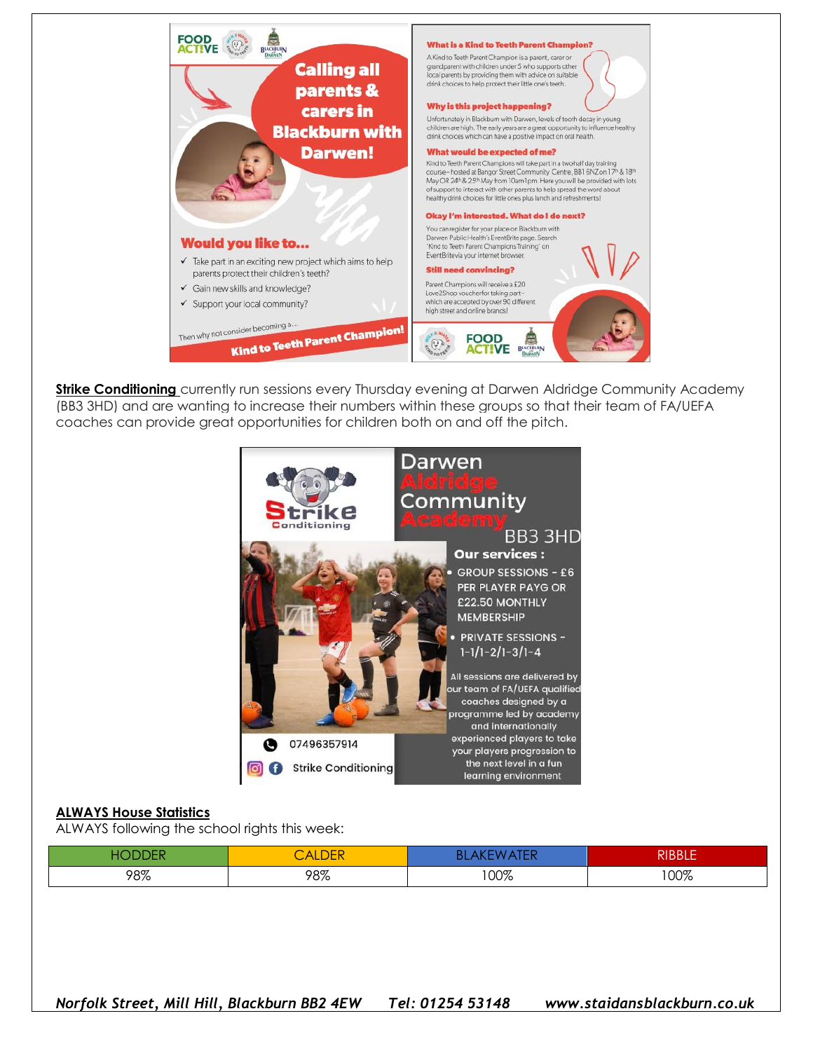FOOD ACTIVE

# Calling all parents & carers in Blackburn with Darwen!

## Would you like to...

- ✓ Take part in an exciting new project which aims to help parents protect their children's teeth?
- ✓ Gain new skills and knowledge?
- ✓ Support your local community?

Then why not consider becoming a...

**Kind to Teeth Parent Champion!**

**What is a Kind to Teeth Parent Champion?**

A Kind to Teeth Parent Champion is a parent, carer or grandparent with children under 5 who supports other local parents by providing them with advice on suitable drink choices to help protect their little one's teeth.

**Why is this project happening?**

Unfortunately in Blackburn with Darwen, levels of tooth decay in young children are high. The early years are a great opportunity to influence healthy drink choices which can have a positive impact on oral health.

**What would be expected of me?**

Kind to Teeth Parent Champions will take part in a two half day training course– hosted at Bangor Street Community Centre, BB1 6NZ on 17th & 18th May OR 24th & 25th May from 10am-1pm. Here you will be provided with lots of support to interact with other parents to help spread the word about healthy drink choices for little ones plus lunch and refreshments!

**Okay I'm interested. What do I do next?**

You can register for your place on Blackburn with Darwen Public Health's EventBrite page. Search 'Kind to Teeth Parent Champions Training' on EventBrite via your internet browser.

**Still need convincing?**

Parent Champions will receive a £20 Love2Shop voucher for taking part – which are accepted by over 90 different high street and online brands!

FOOD ACTIVE

**Strike Conditioning** currently run sessions every Thursday evening at Darwen Aldridge Community Academy (BB3 3HD) and are wanting to increase their numbers within these groups so that their team of FA/UEFA coaches can provide great opportunities for children both on and off the pitch.

**Strike Conditioning**

**Darwen Aldridge Community Academy BB3 3HD**

**Our services :**

- GROUP SESSIONS - £6 PER PLAYER PAYG OR £22.50 MONTHLY MEMBERSHIP
- PRIVATE SESSIONS - 1-1/1-2/1-3/1-4

All sessions are delivered by our team of FA/UEFA qualified coaches designed by a programme led by academy and internationally experienced players to take your players progression to the next level in a fun learning environment

07496357914

Strike Conditioning

**ALWAYS House Statistics**

ALWAYS following the school rights this week:

| HODDER | CALDER | BLAKEWATER | RIBBLE |
|---|---|---|---|
| 98% | 98% | 100% | 100% |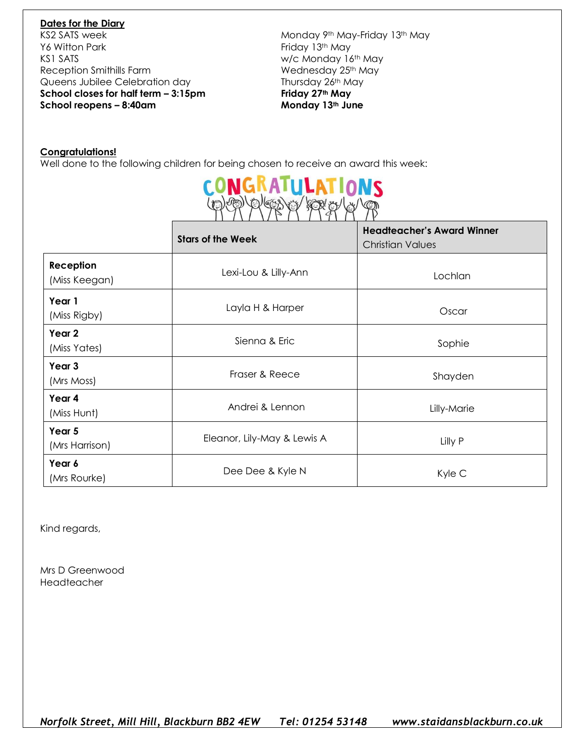**Dates for the Diary**

| | |
|---|---|
| KS2 SATS week | Monday 9th May-Friday 13th May |
| Y6 Witton Park | Friday 13th May |
| KS1 SATS | w/c Monday 16th May |
| Reception Smithills Farm | Wednesday 25th May |
| Queens Jubilee Celebration day | Thursday 26th May |
| **School closes for half term – 3:15pm** | **Friday 27th May** |
| **School reopens – 8:40am** | **Monday 13th June** |

**Congratulations!**

Well done to the following children for being chosen to receive an award this week:

CONGRATULATIONS

| | **Stars of the Week** | **Headteacher's Award Winner** Christian Values |
|---|---|---|
| **Reception** (Miss Keegan) | Lexi-Lou & Lilly-Ann | Lochlan |
| **Year 1** (Miss Rigby) | Layla H & Harper | Oscar |
| **Year 2** (Miss Yates) | Sienna & Eric | Sophie |
| **Year 3** (Mrs Moss) | Fraser & Reece | Shayden |
| **Year 4** (Miss Hunt) | Andrei & Lennon | Lilly-Marie |
| **Year 5** (Mrs Harrison) | Eleanor, Lily-May & Lewis A | Lilly P |
| **Year 6** (Mrs Rourke) | Dee Dee & Kyle N | Kyle C |

Kind regards,

Mrs D Greenwood
Headteacher

*Norfolk Street, Mill Hill, Blackburn BB2 4EW    Tel: 01254 53148    www.staidansblackburn.co.uk*